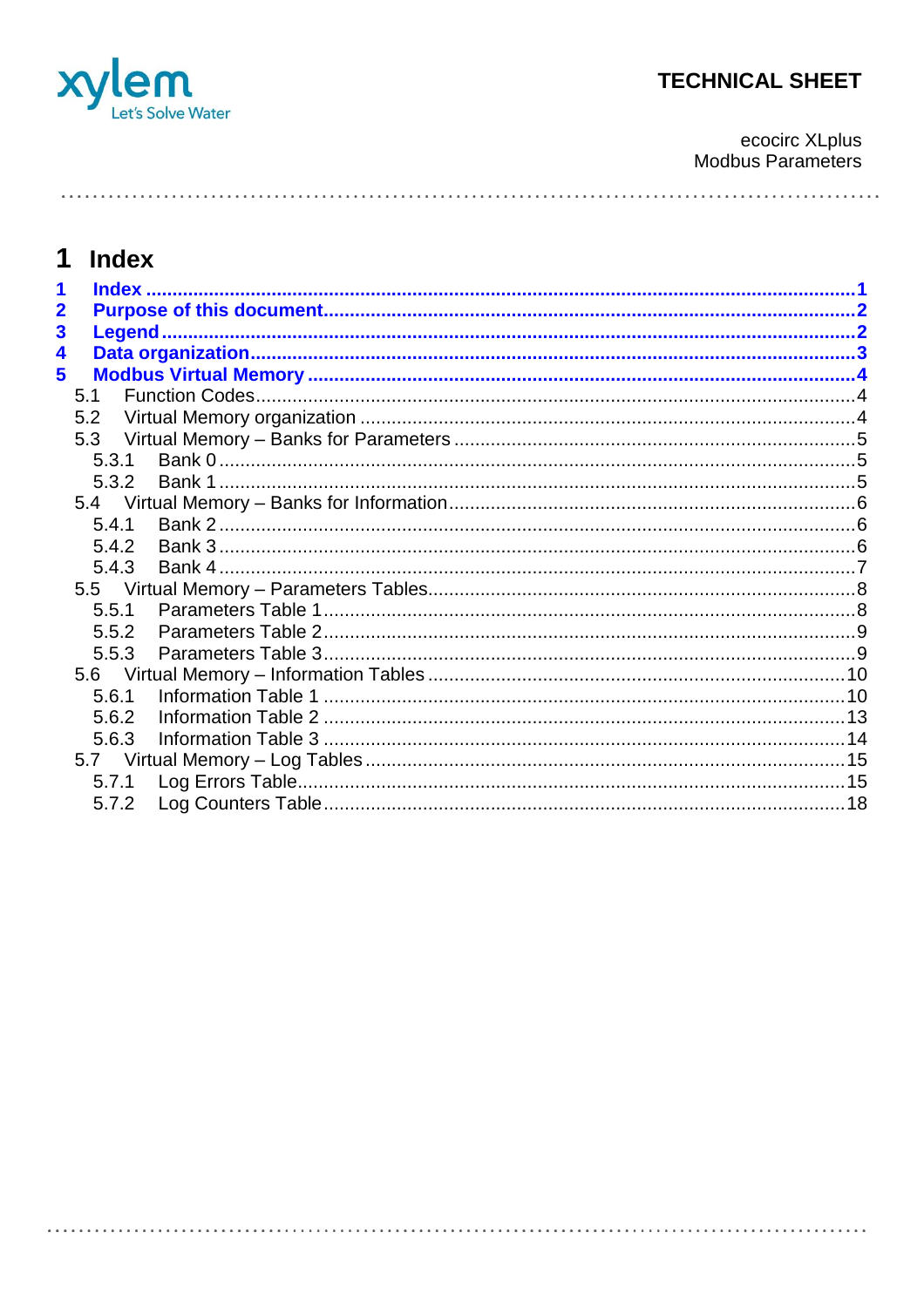TECHNICAL SHEET

ecocirc XLplus
Modbus Parameters

# 1 Index

1 Index ....................................................................................................................1
2 Purpose of this document...................................................................................2
3 Legend..................................................................................................................2
4 Data organization................................................................................................3
5 Modbus Virtual Memory......................................................................................4
5.1 Function Codes.................................................................................................4
5.2 Virtual Memory organization ............................................................................4
5.3 Virtual Memory – Banks for Parameters ...........................................................5
5.3.1 Bank 0..........................................................................................................5
5.3.2 Bank 1..........................................................................................................5
5.4 Virtual Memory – Banks for Information............................................................6
5.4.1 Bank 2..........................................................................................................6
5.4.2 Bank 3..........................................................................................................6
5.4.3 Bank 4..........................................................................................................7
5.5 Virtual Memory – Parameters Tables................................................................8
5.5.1 Parameters Table 1......................................................................................8
5.5.2 Parameters Table 2......................................................................................9
5.5.3 Parameters Table 3......................................................................................9
5.6 Virtual Memory – Information Tables ..............................................................10
5.6.1 Information Table 1 ....................................................................................10
5.6.2 Information Table 2 ....................................................................................13
5.6.3 Information Table 3 ....................................................................................14
5.7 Virtual Memory – Log Tables ..........................................................................15
5.7.1 Log Errors Table.........................................................................................15
5.7.2 Log Counters Table.....................................................................................18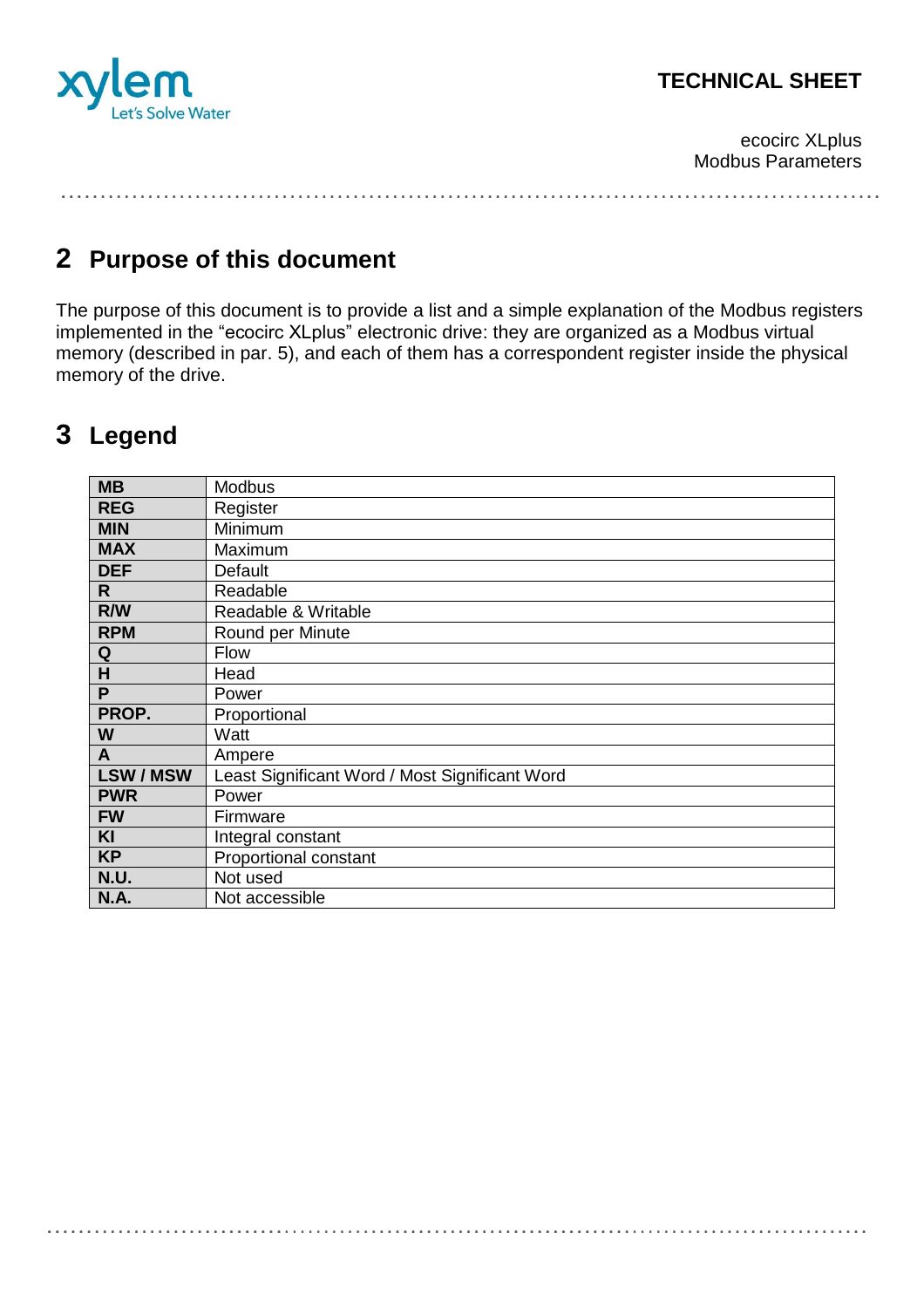## 2 Purpose of this document

The purpose of this document is to provide a list and a simple explanation of the Modbus registers implemented in the “ecocirc XLplus” electronic drive: they are organized as a Modbus virtual memory (described in par. 5), and each of them has a correspondent register inside the physical memory of the drive.

## 3 Legend

| | |
|---|---|
| **MB** | Modbus |
| **REG** | Register |
| **MIN** | Minimum |
| **MAX** | Maximum |
| **DEF** | Default |
| **R** | Readable |
| **R/W** | Readable & Writable |
| **RPM** | Round per Minute |
| **Q** | Flow |
| **H** | Head |
| **P** | Power |
| **PROP.** | Proportional |
| **W** | Watt |
| **A** | Ampere |
| **LSW / MSW** | Least Significant Word / Most Significant Word |
| **PWR** | Power |
| **FW** | Firmware |
| **KI** | Integral constant |
| **KP** | Proportional constant |
| **N.U.** | Not used |
| **N.A.** | Not accessible |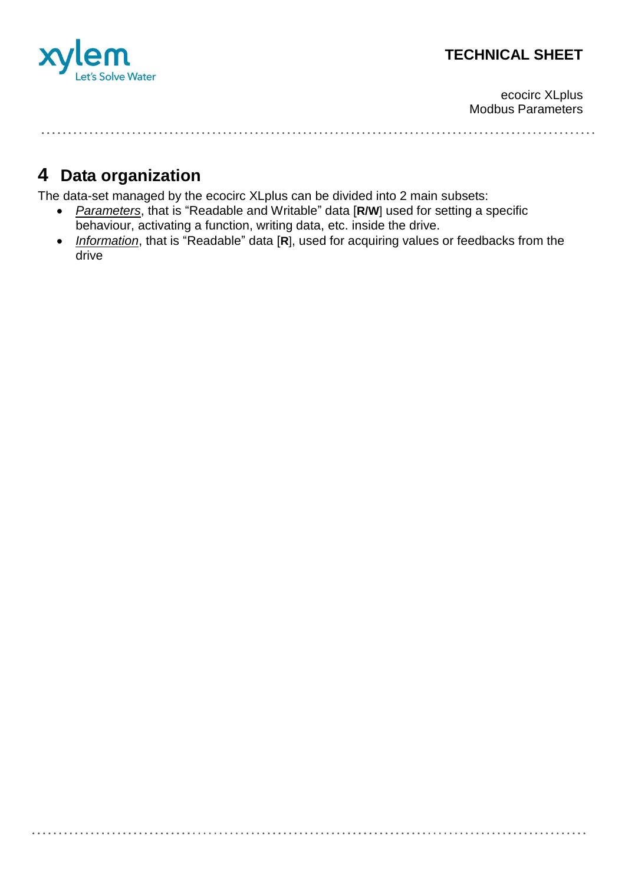# 4 Data organization

The data-set managed by the ecocirc XLplus can be divided into 2 main subsets:

- *Parameters*, that is “Readable and Writable” data [**R/W**] used for setting a specific behaviour, activating a function, writing data, etc. inside the drive.
- *Information*, that is “Readable” data [**R**], used for acquiring values or feedbacks from the drive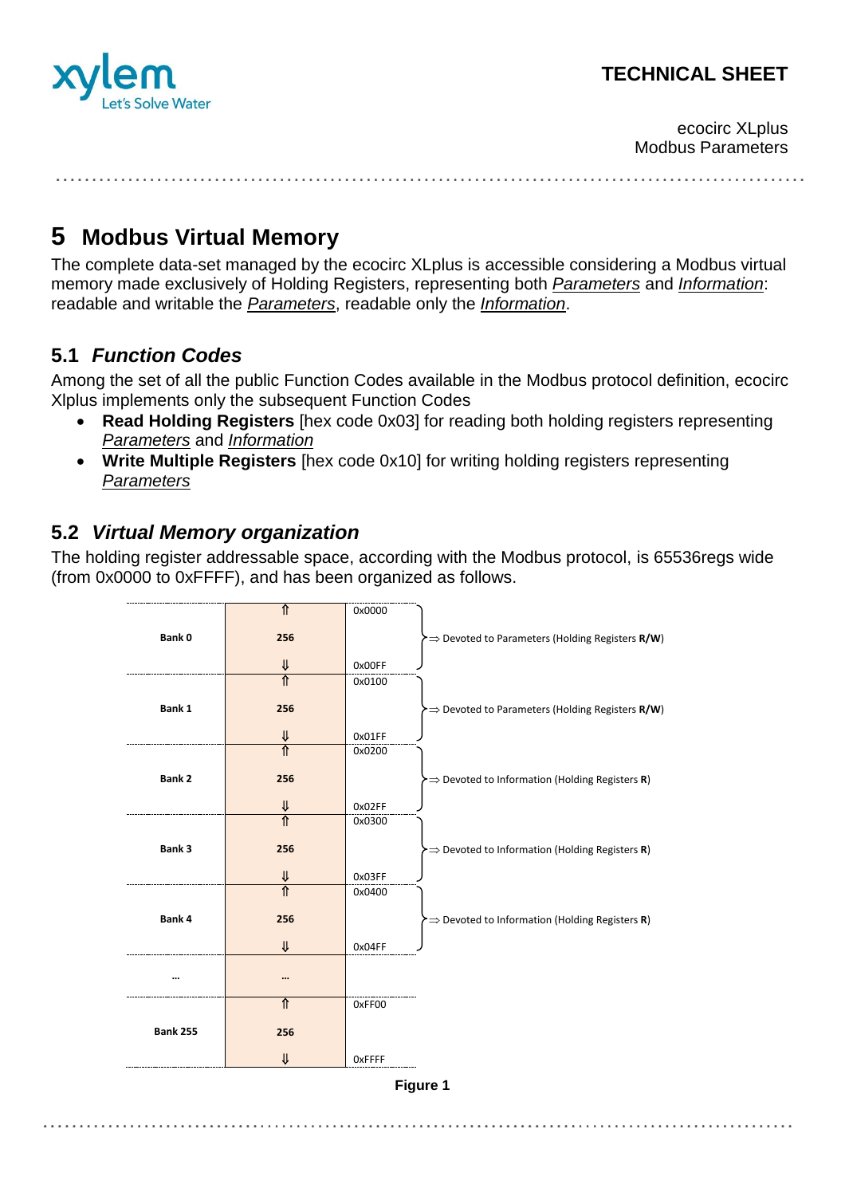# 5 Modbus Virtual Memory

The complete data-set managed by the ecocirc XLplus is accessible considering a Modbus virtual memory made exclusively of Holding Registers, representing both *Parameters* and *Information*: readable and writable the *Parameters*, readable only the *Information*.

## 5.1 *Function Codes*

Among the set of all the public Function Codes available in the Modbus protocol definition, ecocirc Xlplus implements only the subsequent Function Codes

- **Read Holding Registers** [hex code 0x03] for reading both holding registers representing *Parameters* and *Information*
- **Write Multiple Registers** [hex code 0x10] for writing holding registers representing *Parameters*

## 5.2 *Virtual Memory organization*

The holding register addressable space, according with the Modbus protocol, is 65536regs wide (from 0x0000 to 0xFFFF), and has been organized as follows.

| Bank | Size | Address range | Usage |
|---|---|---|---|
| **Bank 0** | **256** | 0x0000 – 0x00FF | ⇒ Devoted to Parameters (Holding Registers **R/W**) |
| **Bank 1** | **256** | 0x0100 – 0x01FF | ⇒ Devoted to Parameters (Holding Registers **R/W**) |
| **Bank 2** | **256** | 0x0200 – 0x02FF | ⇒ Devoted to Information (Holding Registers **R**) |
| **Bank 3** | **256** | 0x0300 – 0x03FF | ⇒ Devoted to Information (Holding Registers **R**) |
| **Bank 4** | **256** | 0x0400 – 0x04FF | ⇒ Devoted to Information (Holding Registers **R**) |
| **…** | **…** | | |
| **Bank 255** | **256** | 0xFF00 – 0xFFFF | |

**Figure 1**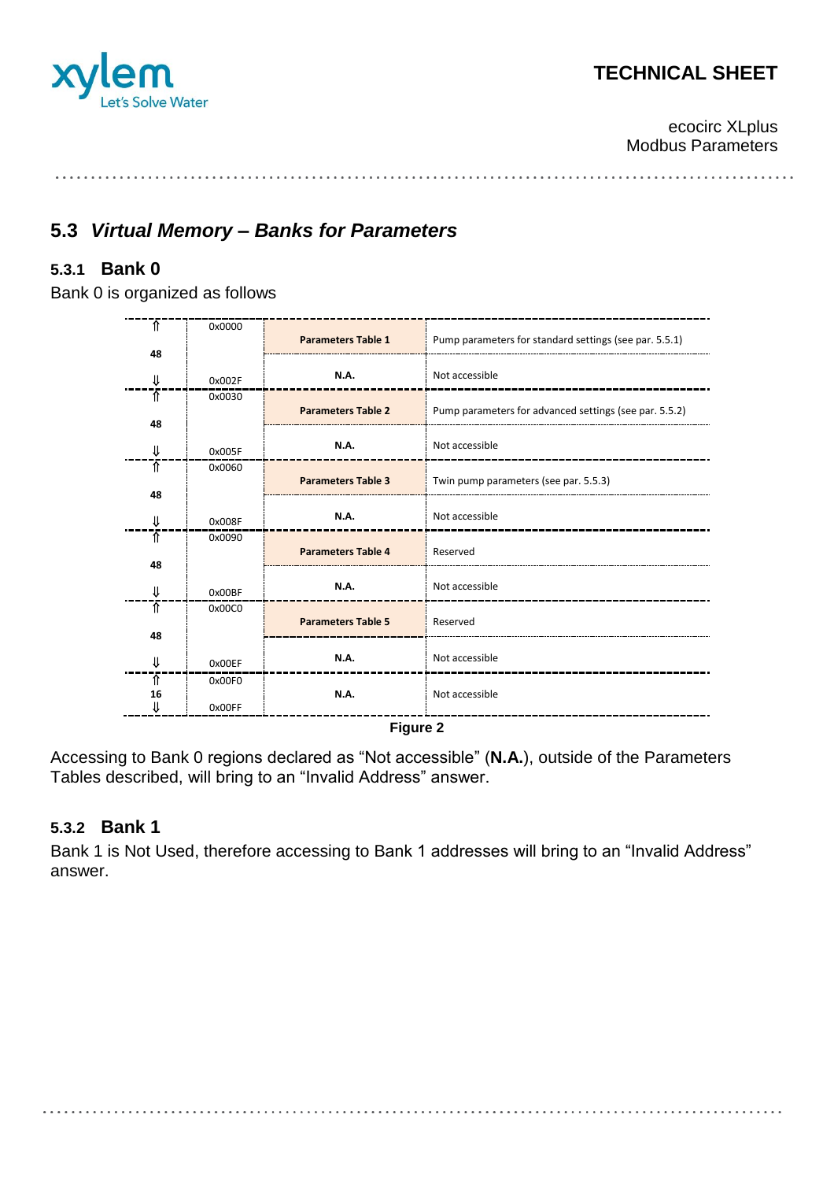## 5.3 *Virtual Memory – Banks for Parameters*

### 5.3.1 Bank 0

Bank 0 is organized as follows

| Size | Address | Region | Description |
|---|---|---|---|
| ⇑ 48 ⇓ | 0x0000 | **Parameters Table 1** | Pump parameters for standard settings (see par. 5.5.1) |
| | 0x002F | **N.A.** | Not accessible |
| ⇑ 48 ⇓ | 0x0030 | **Parameters Table 2** | Pump parameters for advanced settings (see par. 5.5.2) |
| | 0x005F | **N.A.** | Not accessible |
| ⇑ 48 ⇓ | 0x0060 | **Parameters Table 3** | Twin pump parameters (see par. 5.5.3) |
| | 0x008F | **N.A.** | Not accessible |
| ⇑ 48 ⇓ | 0x0090 | **Parameters Table 4** | Reserved |
| | 0x00BF | **N.A.** | Not accessible |
| ⇑ 48 ⇓ | 0x00C0 | **Parameters Table 5** | Reserved |
| | 0x00EF | **N.A.** | Not accessible |
| ⇑ 16 ⇓ | 0x00F0 – 0x00FF | **N.A.** | Not accessible |

**Figure 2**

Accessing to Bank 0 regions declared as "Not accessible" (**N.A.**), outside of the Parameters Tables described, will bring to an "Invalid Address" answer.

### 5.3.2 Bank 1

Bank 1 is Not Used, therefore accessing to Bank 1 addresses will bring to an "Invalid Address" answer.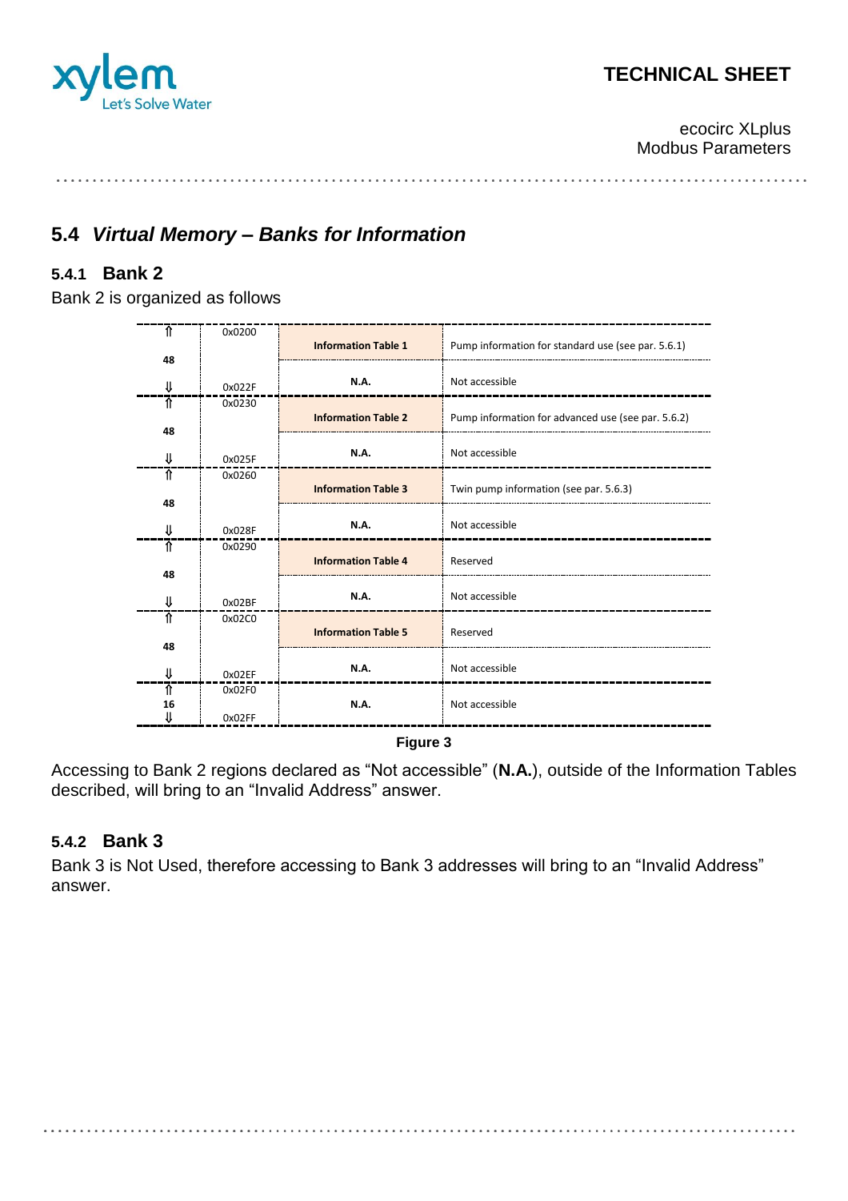## 5.4 *Virtual Memory – Banks for Information*

### 5.4.1 Bank 2

Bank 2 is organized as follows

| Size | Address | Content | Description |
|---|---|---|---|
| ⇑ 48 ⇓ | 0x0200 – 0x022F | **Information Table 1** | Pump information for standard use (see par. 5.6.1) |
| | | **N.A.** | Not accessible |
| ⇑ 48 ⇓ | 0x0230 – 0x025F | **Information Table 2** | Pump information for advanced use (see par. 5.6.2) |
| | | **N.A.** | Not accessible |
| ⇑ 48 ⇓ | 0x0260 – 0x028F | **Information Table 3** | Twin pump information (see par. 5.6.3) |
| | | **N.A.** | Not accessible |
| ⇑ 48 ⇓ | 0x0290 – 0x02BF | **Information Table 4** | Reserved |
| | | **N.A.** | Not accessible |
| ⇑ 48 ⇓ | 0x02C0 – 0x02EF | **Information Table 5** | Reserved |
| | | **N.A.** | Not accessible |
| ⇑ 16 ⇓ | 0x02F0 – 0x02FF | **N.A.** | Not accessible |

**Figure 3**

Accessing to Bank 2 regions declared as "Not accessible" (**N.A.**), outside of the Information Tables described, will bring to an "Invalid Address" answer.

### 5.4.2 Bank 3

Bank 3 is Not Used, therefore accessing to Bank 3 addresses will bring to an "Invalid Address" answer.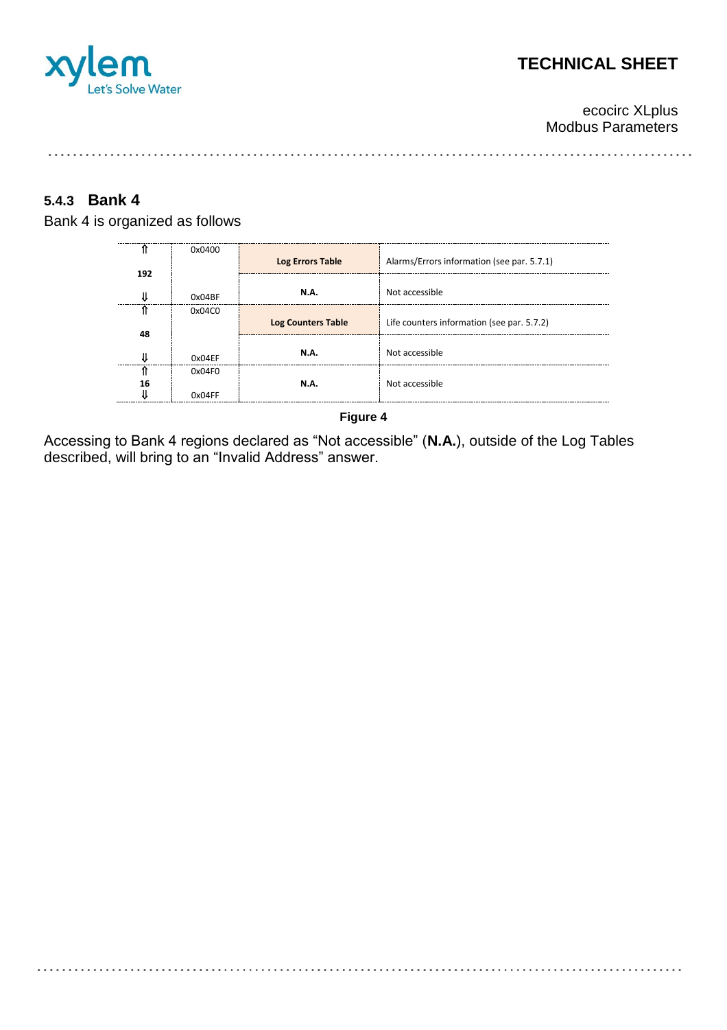### 5.4.3 Bank 4

Bank 4 is organized as follows

| Size | Address | Content | Description |
|---|---|---|---|
| ⇑ 192 ⇓ | 0x0400 – 0x04BF | **Log Errors Table** | Alarms/Errors information (see par. 5.7.1) |
| | | **N.A.** | Not accessible |
| ⇑ 48 ⇓ | 0x04C0 – 0x04EF | **Log Counters Table** | Life counters information (see par. 5.7.2) |
| | | **N.A.** | Not accessible |
| ⇑ 16 ⇓ | 0x04F0 – 0x04FF | **N.A.** | Not accessible |

**Figure 4**

Accessing to Bank 4 regions declared as "Not accessible" (**N.A.**), outside of the Log Tables described, will bring to an "Invalid Address" answer.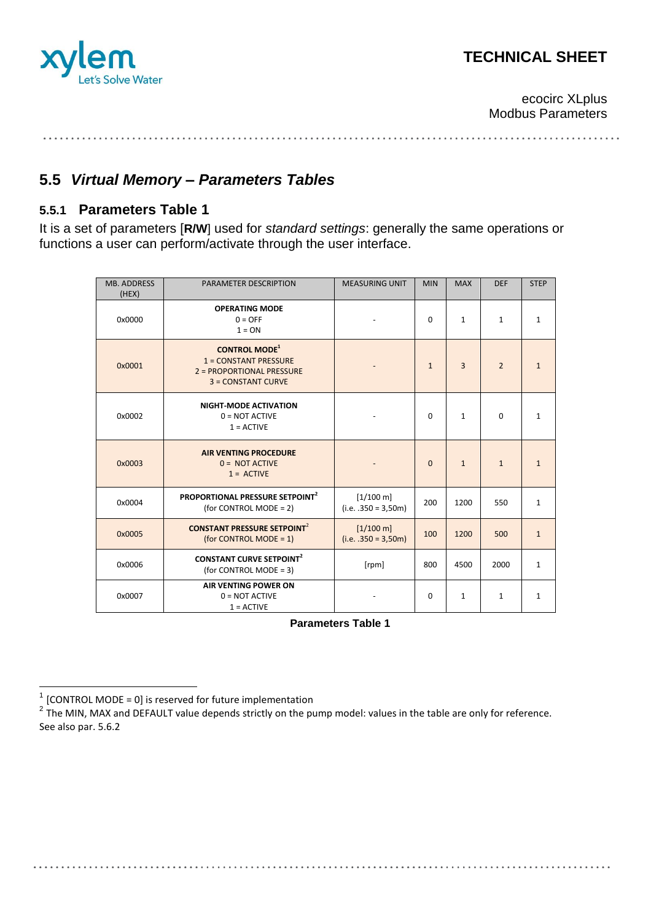## 5.5 *Virtual Memory – Parameters Tables*

### 5.5.1 Parameters Table 1

It is a set of parameters [**R/W**] used for *standard settings*: generally the same operations or functions a user can perform/activate through the user interface.

| MB. ADDRESS (HEX) | PARAMETER DESCRIPTION | MEASURING UNIT | MIN | MAX | DEF | STEP |
|---|---|---|---|---|---|---|
| 0x0000 | **OPERATING MODE**<br>0 = OFF<br>1 = ON | - | 0 | 1 | 1 | 1 |
| 0x0001 | **CONTROL MODE**[1]<br>1 = CONSTANT PRESSURE<br>2 = PROPORTIONAL PRESSURE<br>3 = CONSTANT CURVE | - | 1 | 3 | 2 | 1 |
| 0x0002 | **NIGHT-MODE ACTIVATION**<br>0 = NOT ACTIVE<br>1 = ACTIVE | - | 0 | 1 | 0 | 1 |
| 0x0003 | **AIR VENTING PROCEDURE**<br>0 = NOT ACTIVE<br>1 = ACTIVE | - | 0 | 1 | 1 | 1 |
| 0x0004 | **PROPORTIONAL PRESSURE SETPOINT**[2]<br>(for CONTROL MODE = 2) | [1/100 m]<br>(i.e. .350 = 3,50m) | 200 | 1200 | 550 | 1 |
| 0x0005 | **CONSTANT PRESSURE SETPOINT**[2]<br>(for CONTROL MODE = 1) | [1/100 m]<br>(i.e. .350 = 3,50m) | 100 | 1200 | 500 | 1 |
| 0x0006 | **CONSTANT CURVE SETPOINT**[2]<br>(for CONTROL MODE = 3) | [rpm] | 800 | 4500 | 2000 | 1 |
| 0x0007 | **AIR VENTING POWER ON**<br>0 = NOT ACTIVE<br>1 = ACTIVE | - | 0 | 1 | 1 | 1 |

**Parameters Table 1**

[1] [CONTROL MODE = 0] is reserved for future implementation

[2] The MIN, MAX and DEFAULT value depends strictly on the pump model: values in the table are only for reference. See also par. 5.6.2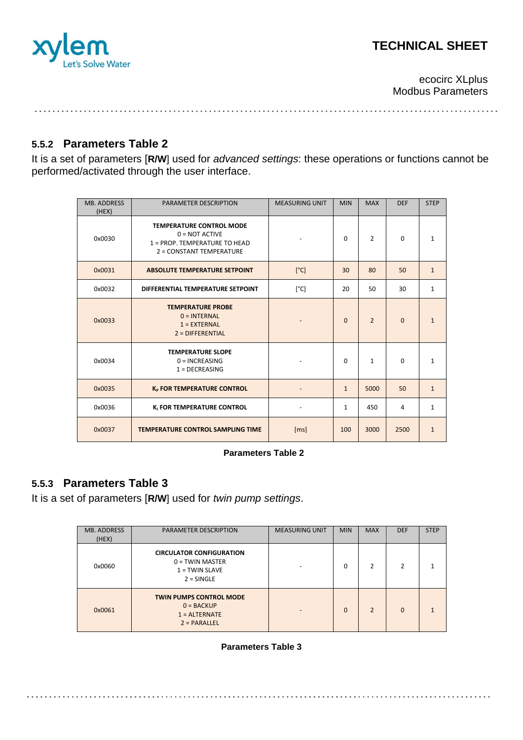### 5.5.2 Parameters Table 2

It is a set of parameters [**R/W**] used for *advanced settings*: these operations or functions cannot be performed/activated through the user interface.

| MB. ADDRESS (HEX) | PARAMETER DESCRIPTION | MEASURING UNIT | MIN | MAX | DEF | STEP |
|---|---|---|---|---|---|---|
| 0x0030 | **TEMPERATURE CONTROL MODE**<br>0 = NOT ACTIVE<br>1 = PROP. TEMPERATURE TO HEAD<br>2 = CONSTANT TEMPERATURE | - | 0 | 2 | 0 | 1 |
| 0x0031 | **ABSOLUTE TEMPERATURE SETPOINT** | [°C] | 30 | 80 | 50 | 1 |
| 0x0032 | **DIFFERENTIAL TEMPERATURE SETPOINT** | [°C] | 20 | 50 | 30 | 1 |
| 0x0033 | **TEMPERATURE PROBE**<br>0 = INTERNAL<br>1 = EXTERNAL<br>2 = DIFFERENTIAL | - | 0 | 2 | 0 | 1 |
| 0x0034 | **TEMPERATURE SLOPE**<br>0 = INCREASING<br>1 = DECREASING | - | 0 | 1 | 0 | 1 |
| 0x0035 | **$K_P$ FOR TEMPERATURE CONTROL** | - | 1 | 5000 | 50 | 1 |
| 0x0036 | **$K_I$ FOR TEMPERATURE CONTROL** | - | 1 | 450 | 4 | 1 |
| 0x0037 | **TEMPERATURE CONTROL SAMPLING TIME** | [ms] | 100 | 3000 | 2500 | 1 |

**Parameters Table 2**

### 5.5.3 Parameters Table 3

It is a set of parameters [**R/W**] used for *twin pump settings*.

| MB. ADDRESS (HEX) | PARAMETER DESCRIPTION | MEASURING UNIT | MIN | MAX | DEF | STEP |
|---|---|---|---|---|---|---|
| 0x0060 | **CIRCULATOR CONFIGURATION**<br>0 = TWIN MASTER<br>1 = TWIN SLAVE<br>2 = SINGLE | - | 0 | 2 | 2 | 1 |
| 0x0061 | **TWIN PUMPS CONTROL MODE**<br>0 = BACKUP<br>1 = ALTERNATE<br>2 = PARALLEL | - | 0 | 2 | 0 | 1 |

**Parameters Table 3**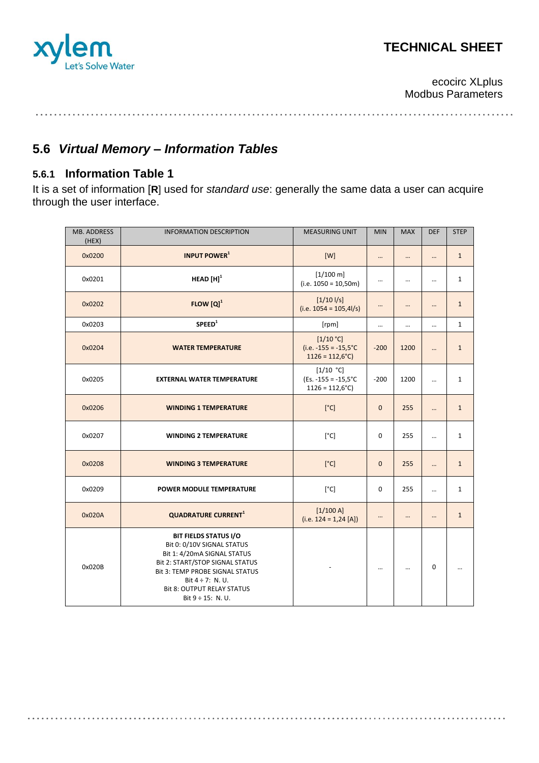## 5.6 *Virtual Memory – Information Tables*

### 5.6.1 Information Table 1

It is a set of information [**R**] used for *standard use*: generally the same data a user can acquire through the user interface.

| MB. ADDRESS (HEX) | INFORMATION DESCRIPTION | MEASURING UNIT | MIN | MAX | DEF | STEP |
|---|---|---|---|---|---|---|
| 0x0200 | **INPUT POWER**[1] | [W] | … | … | … | 1 |
| 0x0201 | **HEAD [H]**[1] | [1/100 m] (i.e. 1050 = 10,50m) | … | … | … | 1 |
| 0x0202 | **FLOW [Q]**[1] | [1/10 l/s] (i.e. 1054 = 105,4l/s) | … | … | … | 1 |
| 0x0203 | **SPEED**[1] | [rpm] | … | … | … | 1 |
| 0x0204 | **WATER TEMPERATURE** | [1/10 °C] (i.e. -155 = -15,5°C 1126 = 112,6°C) | -200 | 1200 | … | 1 |
| 0x0205 | **EXTERNAL WATER TEMPERATURE** | [1/10 °C] (Es. -155 = -15,5°C 1126 = 112,6°C) | -200 | 1200 | … | 1 |
| 0x0206 | **WINDING 1 TEMPERATURE** | [°C] | 0 | 255 | … | 1 |
| 0x0207 | **WINDING 2 TEMPERATURE** | [°C] | 0 | 255 | … | 1 |
| 0x0208 | **WINDING 3 TEMPERATURE** | [°C] | 0 | 255 | … | 1 |
| 0x0209 | **POWER MODULE TEMPERATURE** | [°C] | 0 | 255 | … | 1 |
| 0x020A | **QUADRATURE CURRENT**[1] | [1/100 A] (i.e. 124 = 1,24 [A]) | … | … | … | 1 |
| 0x020B | **BIT FIELDS STATUS I/O**<br>Bit 0: 0/10V SIGNAL STATUS<br>Bit 1: 4/20mA SIGNAL STATUS<br>Bit 2: START/STOP SIGNAL STATUS<br>Bit 3: TEMP PROBE SIGNAL STATUS<br>Bit 4 ÷ 7: N. U.<br>Bit 8: OUTPUT RELAY STATUS<br>Bit 9 ÷ 15: N. U. | - | … | … | 0 | … |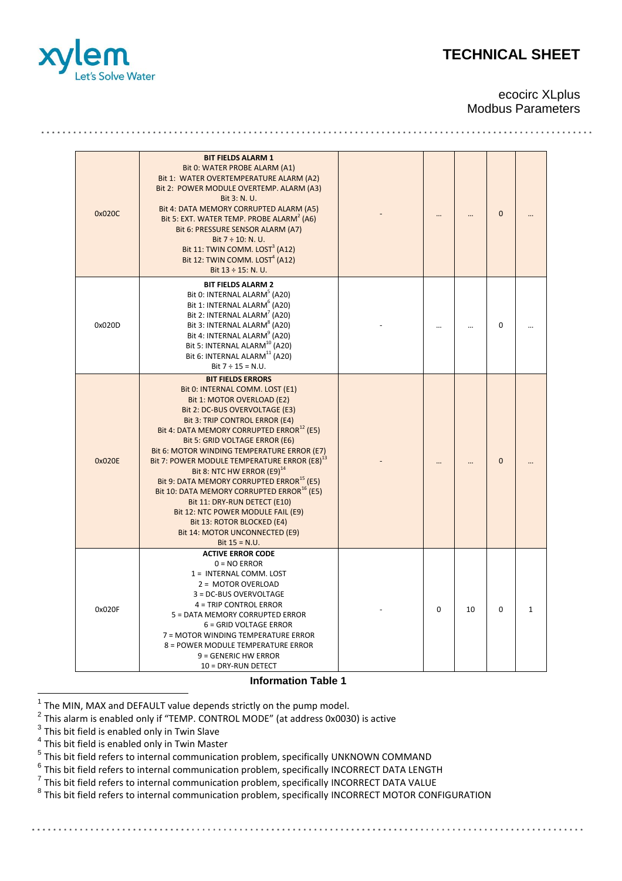| | | | | | | |
|---|---|---|---|---|---|---|
| 0x020C | **BIT FIELDS ALARM 1**<br>Bit 0: WATER PROBE ALARM (A1)<br>Bit 1: WATER OVERTEMPERATURE ALARM (A2)<br>Bit 2: POWER MODULE OVERTEMP. ALARM (A3)<br>Bit 3: N. U.<br>Bit 4: DATA MEMORY CORRUPTED ALARM (A5)<br>Bit 5: EXT. WATER TEMP. PROBE ALARM[2] (A6)<br>Bit 6: PRESSURE SENSOR ALARM (A7)<br>Bit 7 ÷ 10: N. U.<br>Bit 11: TWIN COMM. LOST[3] (A12)<br>Bit 12: TWIN COMM. LOST[4] (A12)<br>Bit 13 ÷ 15: N. U. | - | … | … | 0 | … |
| 0x020D | **BIT FIELDS ALARM 2**<br>Bit 0: INTERNAL ALARM[5] (A20)<br>Bit 1: INTERNAL ALARM[6] (A20)<br>Bit 2: INTERNAL ALARM[7] (A20)<br>Bit 3: INTERNAL ALARM[8] (A20)<br>Bit 4: INTERNAL ALARM[9] (A20)<br>Bit 5: INTERNAL ALARM[10] (A20)<br>Bit 6: INTERNAL ALARM[11] (A20)<br>Bit 7 ÷ 15 = N.U. | - | … | … | 0 | … |
| 0x020E | **BIT FIELDS ERRORS**<br>Bit 0: INTERNAL COMM. LOST (E1)<br>Bit 1: MOTOR OVERLOAD (E2)<br>Bit 2: DC-BUS OVERVOLTAGE (E3)<br>Bit 3: TRIP CONTROL ERROR (E4)<br>Bit 4: DATA MEMORY CORRUPTED ERROR[12] (E5)<br>Bit 5: GRID VOLTAGE ERROR (E6)<br>Bit 6: MOTOR WINDING TEMPERATURE ERROR (E7)<br>Bit 7: POWER MODULE TEMPERATURE ERROR (E8)[13]<br>Bit 8: NTC HW ERROR (E9)[14]<br>Bit 9: DATA MEMORY CORRUPTED ERROR[15] (E5)<br>Bit 10: DATA MEMORY CORRUPTED ERROR[16] (E5)<br>Bit 11: DRY-RUN DETECT (E10)<br>Bit 12: NTC POWER MODULE FAIL (E9)<br>Bit 13: ROTOR BLOCKED (E4)<br>Bit 14: MOTOR UNCONNECTED (E9)<br>Bit 15 = N.U. | - | … | … | 0 | … |
| 0x020F | **ACTIVE ERROR CODE**<br>0 = NO ERROR<br>1 = INTERNAL COMM. LOST<br>2 = MOTOR OVERLOAD<br>3 = DC-BUS OVERVOLTAGE<br>4 = TRIP CONTROL ERROR<br>5 = DATA MEMORY CORRUPTED ERROR<br>6 = GRID VOLTAGE ERROR<br>7 = MOTOR WINDING TEMPERATURE ERROR<br>8 = POWER MODULE TEMPERATURE ERROR<br>9 = GENERIC HW ERROR<br>10 = DRY-RUN DETECT | - | 0 | 10 | 0 | 1 |

**Information Table 1**

[1] The MIN, MAX and DEFAULT value depends strictly on the pump model.
[2] This alarm is enabled only if "TEMP. CONTROL MODE" (at address 0x0030) is active
[3] This bit field is enabled only in Twin Slave
[4] This bit field is enabled only in Twin Master
[5] This bit field refers to internal communication problem, specifically UNKNOWN COMMAND
[6] This bit field refers to internal communication problem, specifically INCORRECT DATA LENGTH
[7] This bit field refers to internal communication problem, specifically INCORRECT DATA VALUE
[8] This bit field refers to internal communication problem, specifically INCORRECT MOTOR CONFIGURATION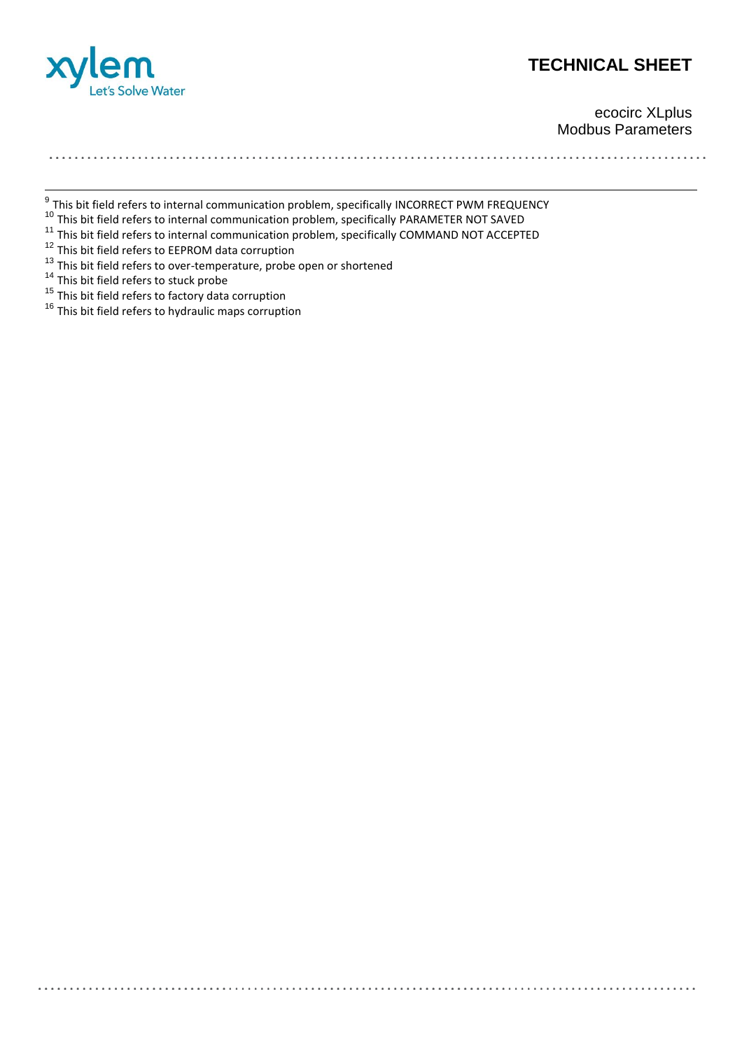[9] This bit field refers to internal communication problem, specifically INCORRECT PWM FREQUENCY
[10] This bit field refers to internal communication problem, specifically PARAMETER NOT SAVED
[11] This bit field refers to internal communication problem, specifically COMMAND NOT ACCEPTED
[12] This bit field refers to EEPROM data corruption
[13] This bit field refers to over-temperature, probe open or shortened
[14] This bit field refers to stuck probe
[15] This bit field refers to factory data corruption
[16] This bit field refers to hydraulic maps corruption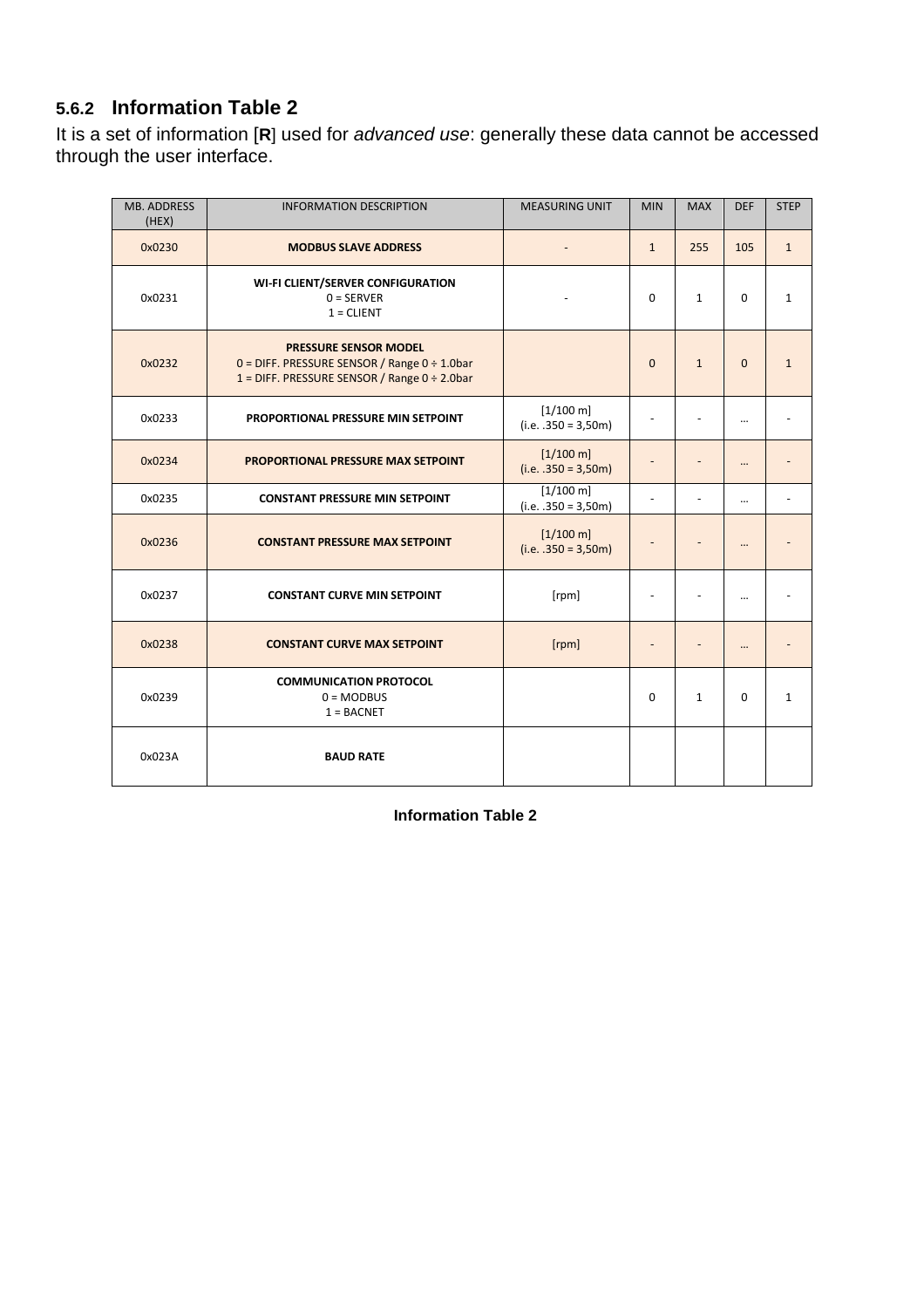### 5.6.2 Information Table 2

It is a set of information [**R**] used for *advanced use*: generally these data cannot be accessed through the user interface.

| MB. ADDRESS (HEX) | INFORMATION DESCRIPTION | MEASURING UNIT | MIN | MAX | DEF | STEP |
|---|---|---|---|---|---|---|
| 0x0230 | **MODBUS SLAVE ADDRESS** | - | 1 | 255 | 105 | 1 |
| 0x0231 | **WI-FI CLIENT/SERVER CONFIGURATION**<br>0 = SERVER<br>1 = CLIENT | - | 0 | 1 | 0 | 1 |
| 0x0232 | **PRESSURE SENSOR MODEL**<br>0 = DIFF. PRESSURE SENSOR / Range 0 ÷ 1.0bar<br>1 = DIFF. PRESSURE SENSOR / Range 0 ÷ 2.0bar | | 0 | 1 | 0 | 1 |
| 0x0233 | **PROPORTIONAL PRESSURE MIN SETPOINT** | [1/100 m] (i.e. .350 = 3,50m) | - | - | … | - |
| 0x0234 | **PROPORTIONAL PRESSURE MAX SETPOINT** | [1/100 m] (i.e. .350 = 3,50m) | - | - | … | - |
| 0x0235 | **CONSTANT PRESSURE MIN SETPOINT** | [1/100 m] (i.e. .350 = 3,50m) | - | - | … | - |
| 0x0236 | **CONSTANT PRESSURE MAX SETPOINT** | [1/100 m] (i.e. .350 = 3,50m) | - | - | … | - |
| 0x0237 | **CONSTANT CURVE MIN SETPOINT** | [rpm] | - | - | … | - |
| 0x0238 | **CONSTANT CURVE MAX SETPOINT** | [rpm] | - | - | … | - |
| 0x0239 | **COMMUNICATION PROTOCOL**<br>0 = MODBUS<br>1 = BACNET | | 0 | 1 | 0 | 1 |
| 0x023A | **BAUD RATE** | | | | | |

**Information Table 2**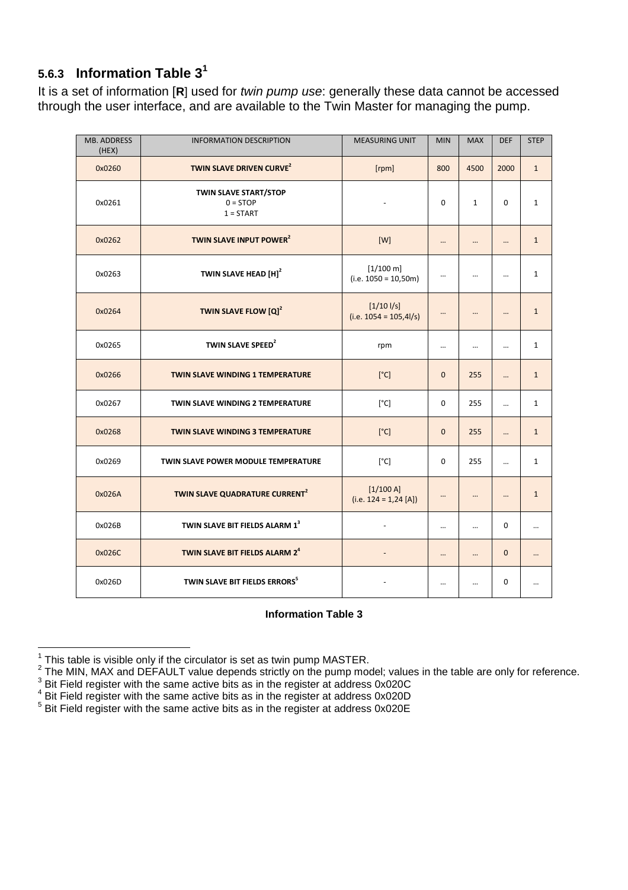### 5.6.3 Information Table 3[1]

It is a set of information [**R**] used for *twin pump use*: generally these data cannot be accessed through the user interface, and are available to the Twin Master for managing the pump.

| MB. ADDRESS (HEX) | INFORMATION DESCRIPTION | MEASURING UNIT | MIN | MAX | DEF | STEP |
|---|---|---|---|---|---|---|
| 0x0260 | **TWIN SLAVE DRIVEN CURVE[2]** | [rpm] | 800 | 4500 | 2000 | 1 |
| 0x0261 | **TWIN SLAVE START/STOP** 0 = STOP 1 = START | - | 0 | 1 | 0 | 1 |
| 0x0262 | **TWIN SLAVE INPUT POWER[2]** | [W] | … | … | … | 1 |
| 0x0263 | **TWIN SLAVE HEAD [H][2]** | [1/100 m] (i.e. 1050 = 10,50m) | … | … | … | 1 |
| 0x0264 | **TWIN SLAVE FLOW [Q][2]** | [1/10 l/s] (i.e. 1054 = 105,4l/s) | … | … | … | 1 |
| 0x0265 | **TWIN SLAVE SPEED[2]** | rpm | … | … | … | 1 |
| 0x0266 | **TWIN SLAVE WINDING 1 TEMPERATURE** | [°C] | 0 | 255 | … | 1 |
| 0x0267 | **TWIN SLAVE WINDING 2 TEMPERATURE** | [°C] | 0 | 255 | … | 1 |
| 0x0268 | **TWIN SLAVE WINDING 3 TEMPERATURE** | [°C] | 0 | 255 | … | 1 |
| 0x0269 | **TWIN SLAVE POWER MODULE TEMPERATURE** | [°C] | 0 | 255 | … | 1 |
| 0x026A | **TWIN SLAVE QUADRATURE CURRENT[2]** | [1/100 A] (i.e. 124 = 1,24 [A]) | … | … | … | 1 |
| 0x026B | **TWIN SLAVE BIT FIELDS ALARM 1[3]** | - | … | … | 0 | … |
| 0x026C | **TWIN SLAVE BIT FIELDS ALARM 2[4]** | - | … | … | 0 | … |
| 0x026D | **TWIN SLAVE BIT FIELDS ERRORS[5]** | - | … | … | 0 | … |

**Information Table 3**

[1] This table is visible only if the circulator is set as twin pump MASTER.
[2] The MIN, MAX and DEFAULT value depends strictly on the pump model; values in the table are only for reference.
[3] Bit Field register with the same active bits as in the register at address 0x020C
[4] Bit Field register with the same active bits as in the register at address 0x020D
[5] Bit Field register with the same active bits as in the register at address 0x020E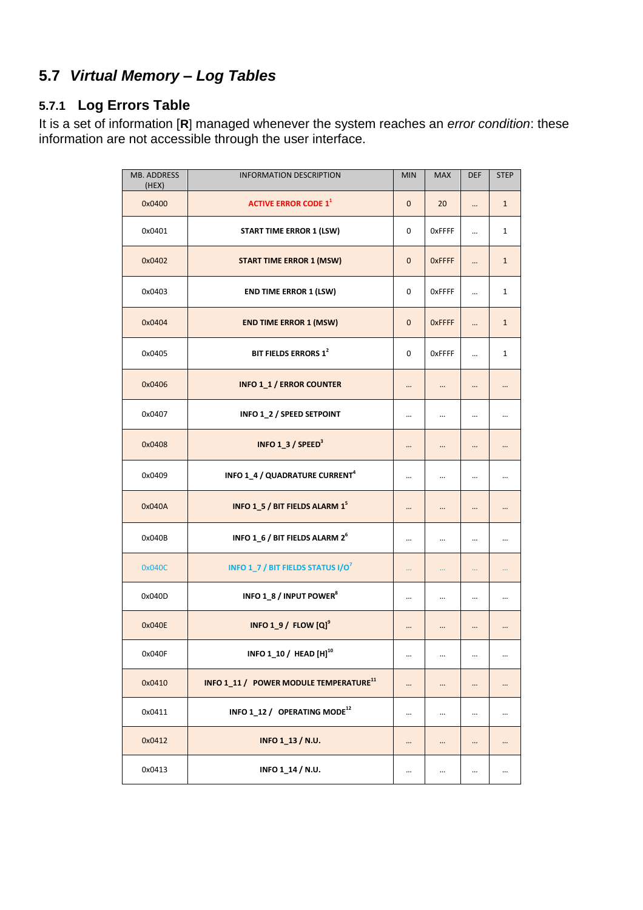## 5.7 *Virtual Memory – Log Tables*

### 5.7.1 Log Errors Table

It is a set of information [**R**] managed whenever the system reaches an *error condition*: these information are not accessible through the user interface.

| MB. ADDRESS (HEX) | INFORMATION DESCRIPTION | MIN | MAX | DEF | STEP |
|---|---|---|---|---|---|
| 0x0400 | **ACTIVE ERROR CODE 1**[1] | 0 | 20 | … | 1 |
| 0x0401 | **START TIME ERROR 1 (LSW)** | 0 | 0xFFFF | … | 1 |
| 0x0402 | **START TIME ERROR 1 (MSW)** | 0 | 0xFFFF | … | 1 |
| 0x0403 | **END TIME ERROR 1 (LSW)** | 0 | 0xFFFF | … | 1 |
| 0x0404 | **END TIME ERROR 1 (MSW)** | 0 | 0xFFFF | … | 1 |
| 0x0405 | **BIT FIELDS ERRORS 1**[2] | 0 | 0xFFFF | … | 1 |
| 0x0406 | **INFO 1_1 / ERROR COUNTER** | … | … | … | … |
| 0x0407 | **INFO 1_2 / SPEED SETPOINT** | … | … | … | … |
| 0x0408 | **INFO 1_3 / SPEED**[3] | … | … | … | … |
| 0x0409 | **INFO 1_4 / QUADRATURE CURRENT**[4] | … | … | … | … |
| 0x040A | **INFO 1_5 / BIT FIELDS ALARM 1**[5] | … | … | … | … |
| 0x040B | **INFO 1_6 / BIT FIELDS ALARM 2**[6] | … | … | … | … |
| 0x040C | **INFO 1_7 / BIT FIELDS STATUS I/O**[7] | … | … | … | … |
| 0x040D | **INFO 1_8 / INPUT POWER**[8] | … | … | … | … |
| 0x040E | **INFO 1_9 / FLOW [Q]**[9] | … | … | … | … |
| 0x040F | **INFO 1_10 / HEAD [H]**[10] | … | … | … | … |
| 0x0410 | **INFO 1_11 / POWER MODULE TEMPERATURE**[11] | … | … | … | … |
| 0x0411 | **INFO 1_12 / OPERATING MODE**[12] | … | … | … | … |
| 0x0412 | **INFO 1_13 / N.U.** | … | … | … | … |
| 0x0413 | **INFO 1_14 / N.U.** | … | … | … | … |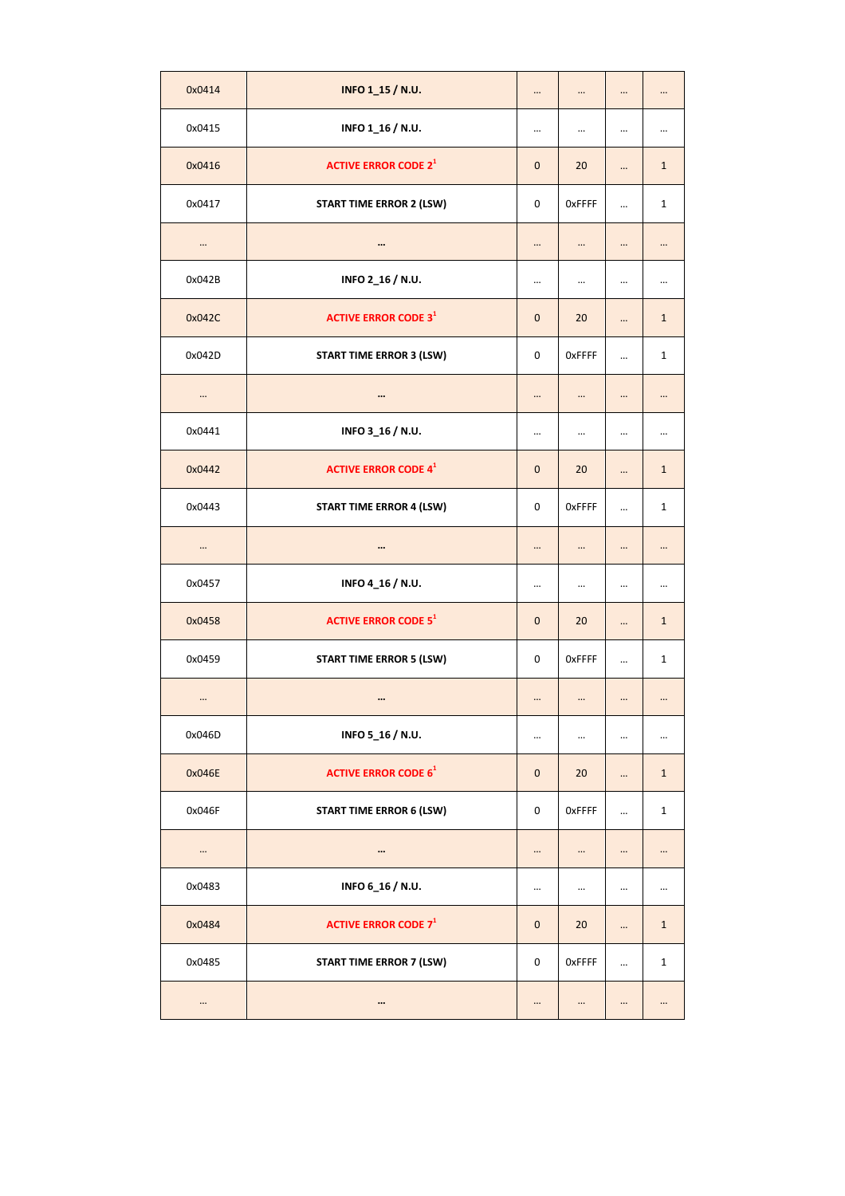| | | | | | |
|---|---|---|---|---|---|
| 0x0414 | INFO 1_15 / N.U. | … | … | … | … |
| 0x0415 | INFO 1_16 / N.U. | … | … | … | … |
| 0x0416 | ACTIVE ERROR CODE 2[1] | 0 | 20 | … | 1 |
| 0x0417 | START TIME ERROR 2 (LSW) | 0 | 0xFFFF | … | 1 |
| … | … | … | … | … | … |
| 0x042B | INFO 2_16 / N.U. | … | … | … | … |
| 0x042C | ACTIVE ERROR CODE 3[1] | 0 | 20 | … | 1 |
| 0x042D | START TIME ERROR 3 (LSW) | 0 | 0xFFFF | … | 1 |
| … | … | … | … | … | … |
| 0x0441 | INFO 3_16 / N.U. | … | … | … | … |
| 0x0442 | ACTIVE ERROR CODE 4[1] | 0 | 20 | … | 1 |
| 0x0443 | START TIME ERROR 4 (LSW) | 0 | 0xFFFF | … | 1 |
| … | … | … | … | … | … |
| 0x0457 | INFO 4_16 / N.U. | … | … | … | … |
| 0x0458 | ACTIVE ERROR CODE 5[1] | 0 | 20 | … | 1 |
| 0x0459 | START TIME ERROR 5 (LSW) | 0 | 0xFFFF | … | 1 |
| … | … | … | … | … | … |
| 0x046D | INFO 5_16 / N.U. | … | … | … | … |
| 0x046E | ACTIVE ERROR CODE 6[1] | 0 | 20 | … | 1 |
| 0x046F | START TIME ERROR 6 (LSW) | 0 | 0xFFFF | … | 1 |
| … | … | … | … | … | … |
| 0x0483 | INFO 6_16 / N.U. | … | … | … | … |
| 0x0484 | ACTIVE ERROR CODE 7[1] | 0 | 20 | … | 1 |
| 0x0485 | START TIME ERROR 7 (LSW) | 0 | 0xFFFF | … | 1 |
| … | … | … | … | … | … |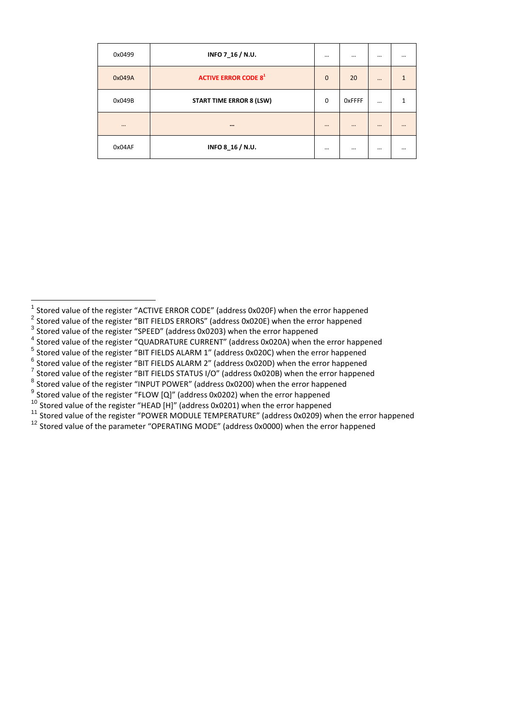| 0x0499 | INFO 7_16 / N.U. | … | … | … | … |
|---|---|---|---|---|---|
| 0x049A | ACTIVE ERROR CODE 8[1] | 0 | 20 | … | 1 |
| 0x049B | START TIME ERROR 8 (LSW) | 0 | 0xFFFF | … | 1 |
| … | … | … | … | … | … |
| 0x04AF | INFO 8_16 / N.U. | … | … | … | … |

[1] Stored value of the register “ACTIVE ERROR CODE” (address 0x020F) when the error happened
[2] Stored value of the register “BIT FIELDS ERRORS” (address 0x020E) when the error happened
[3] Stored value of the register “SPEED” (address 0x0203) when the error happened
[4] Stored value of the register “QUADRATURE CURRENT” (address 0x020A) when the error happened
[5] Stored value of the register “BIT FIELDS ALARM 1” (address 0x020C) when the error happened
[6] Stored value of the register “BIT FIELDS ALARM 2” (address 0x020D) when the error happened
[7] Stored value of the register “BIT FIELDS STATUS I/O” (address 0x020B) when the error happened
[8] Stored value of the register “INPUT POWER” (address 0x0200) when the error happened
[9] Stored value of the register “FLOW [Q]” (address 0x0202) when the error happened
[10] Stored value of the register “HEAD [H]” (address 0x0201) when the error happened
[11] Stored value of the register “POWER MODULE TEMPERATURE” (address 0x0209) when the error happened
[12] Stored value of the parameter “OPERATING MODE” (address 0x0000) when the error happened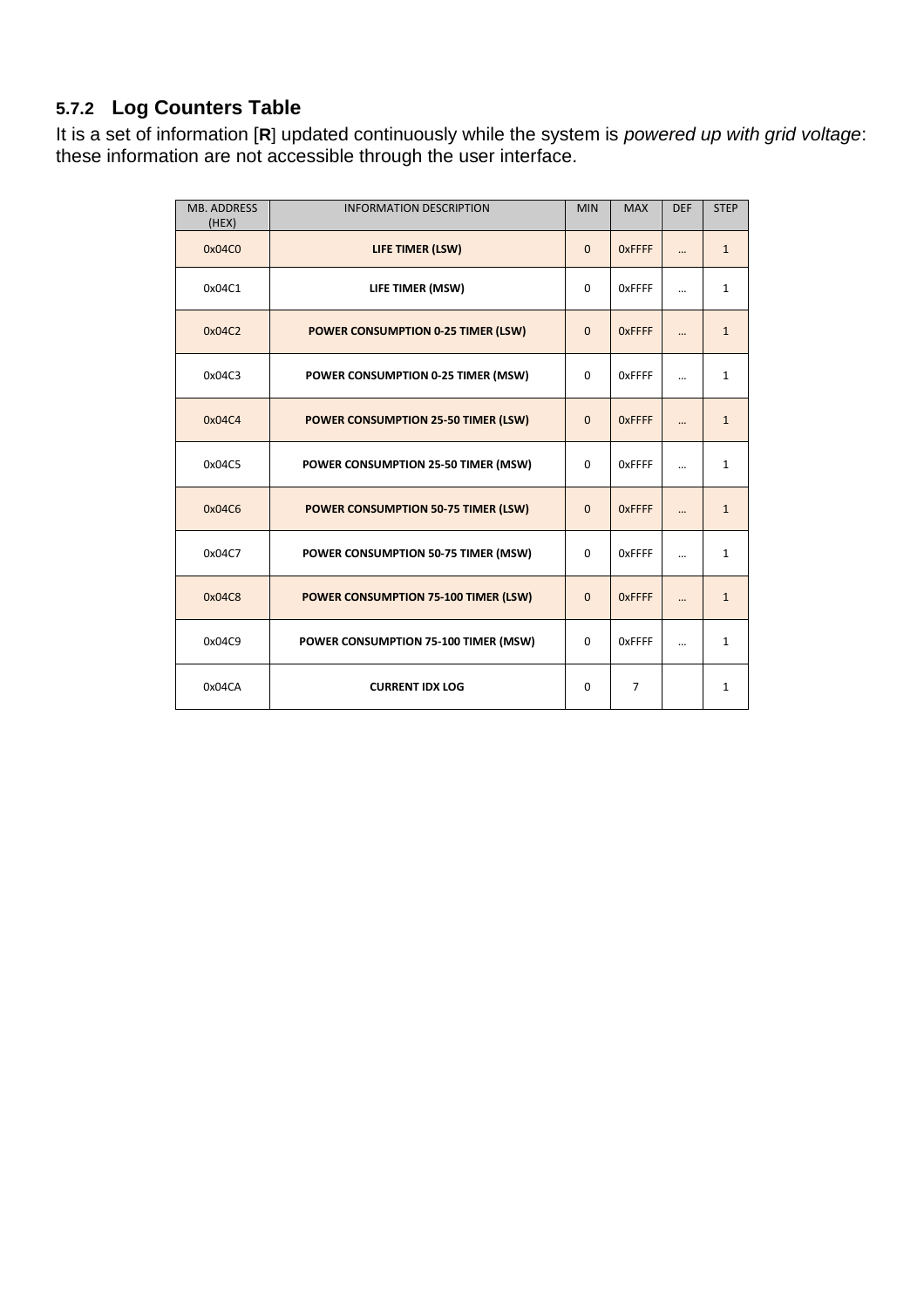### 5.7.2 Log Counters Table

It is a set of information [**R**] updated continuously while the system is *powered up with grid voltage*: these information are not accessible through the user interface.

| MB. ADDRESS (HEX) | INFORMATION DESCRIPTION | MIN | MAX | DEF | STEP |
|---|---|---|---|---|---|
| 0x04C0 | **LIFE TIMER (LSW)** | 0 | 0xFFFF | … | 1 |
| 0x04C1 | **LIFE TIMER (MSW)** | 0 | 0xFFFF | … | 1 |
| 0x04C2 | **POWER CONSUMPTION 0-25 TIMER (LSW)** | 0 | 0xFFFF | … | 1 |
| 0x04C3 | **POWER CONSUMPTION 0-25 TIMER (MSW)** | 0 | 0xFFFF | … | 1 |
| 0x04C4 | **POWER CONSUMPTION 25-50 TIMER (LSW)** | 0 | 0xFFFF | … | 1 |
| 0x04C5 | **POWER CONSUMPTION 25-50 TIMER (MSW)** | 0 | 0xFFFF | … | 1 |
| 0x04C6 | **POWER CONSUMPTION 50-75 TIMER (LSW)** | 0 | 0xFFFF | … | 1 |
| 0x04C7 | **POWER CONSUMPTION 50-75 TIMER (MSW)** | 0 | 0xFFFF | … | 1 |
| 0x04C8 | **POWER CONSUMPTION 75-100 TIMER (LSW)** | 0 | 0xFFFF | … | 1 |
| 0x04C9 | **POWER CONSUMPTION 75-100 TIMER (MSW)** | 0 | 0xFFFF | … | 1 |
| 0x04CA | **CURRENT IDX LOG** | 0 | 7 | | 1 |